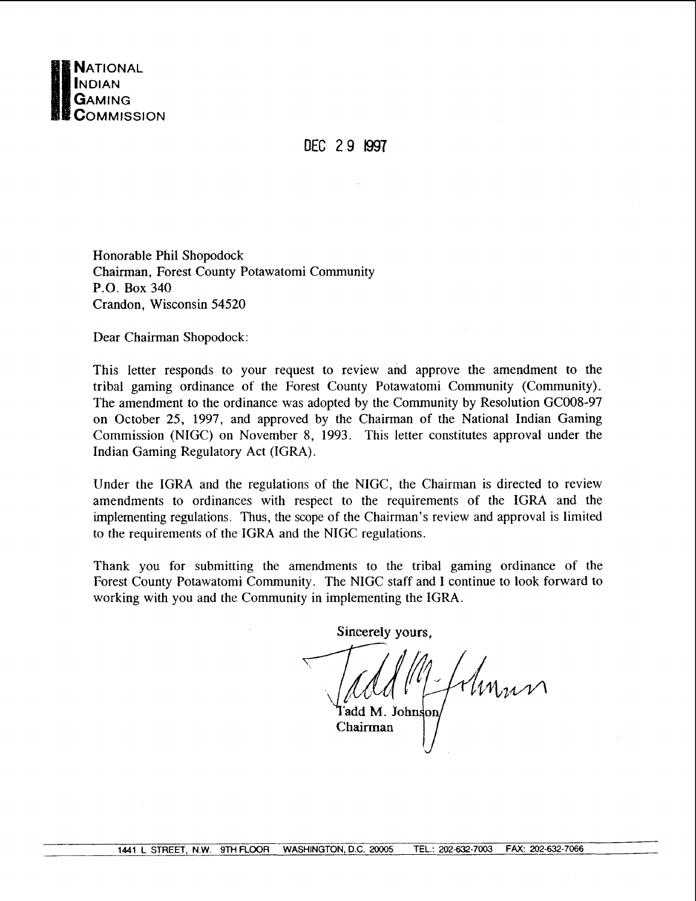**NATIONAL INDIAN GAMING COMMISSION**

DEC 29 1997

Honorable Phil Shopodock
Chairman, Forest County Potawatomi Community
P.O. Box 340
Crandon, Wisconsin 54520

Dear Chairman Shopodock:

This letter responds to your request to review and approve the amendment to the tribal gaming ordinance of the Forest County Potawatomi Community (Community). The amendment to the ordinance was adopted by the Community by Resolution GC008-97 on October 25, 1997, and approved by the Chairman of the National Indian Gaming Commission (NIGC) on November 8, 1993. This letter constitutes approval under the Indian Gaming Regulatory Act (IGRA).

Under the IGRA and the regulations of the NIGC, the Chairman is directed to review amendments to ordinances with respect to the requirements of the IGRA and the implementing regulations. Thus, the scope of the Chairman's review and approval is limited to the requirements of the IGRA and the NIGC regulations.

Thank you for submitting the amendments to the tribal gaming ordinance of the Forest County Potawatomi Community. The NIGC staff and I continue to look forward to working with you and the Community in implementing the IGRA.

Sincerely yours,

Tadd M. Johnson
Chairman

1441 L STREET, N.W. 9TH FLOOR WASHINGTON, D.C. 20005 TEL.: 202-632-7003 FAX: 202-632-7066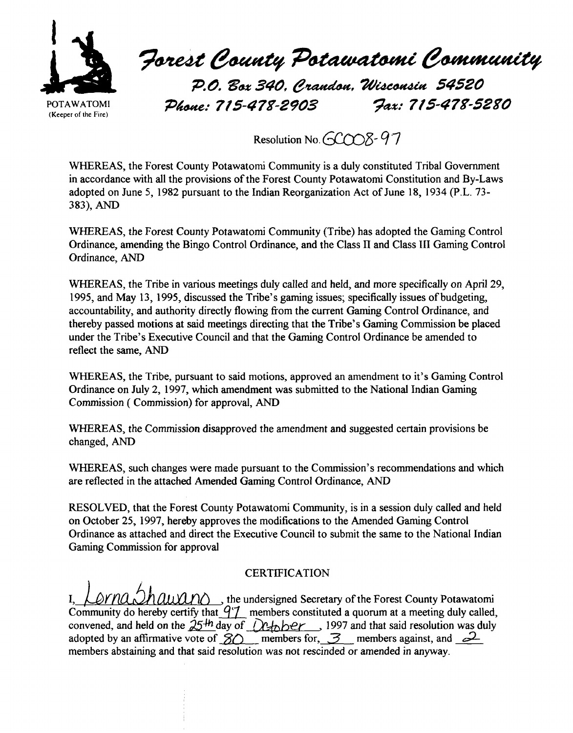POTAWATOMI
(Keeper of the Fire)

# Forest County Potawatomi Community

P.O. Box 340, Crandon, Wisconsin 54520

Phone: 715-478-2903 Fax: 715-478-5280

Resolution No. GC008-97

WHEREAS, the Forest County Potawatomi Community is a duly constituted Tribal Government in accordance with all the provisions of the Forest County Potawatomi Constitution and By-Laws adopted on June 5, 1982 pursuant to the Indian Reorganization Act of June 18, 1934 (P.L. 73-383), AND

WHEREAS, the Forest County Potawatomi Community (Tribe) has adopted the Gaming Control Ordinance, amending the Bingo Control Ordinance, and the Class II and Class III Gaming Control Ordinance, AND

WHEREAS, the Tribe in various meetings duly called and held, and more specifically on April 29, 1995, and May 13, 1995, discussed the Tribe's gaming issues; specifically issues of budgeting, accountability, and authority directly flowing from the current Gaming Control Ordinance, and thereby passed motions at said meetings directing that the Tribe's Gaming Commission be placed under the Tribe's Executive Council and that the Gaming Control Ordinance be amended to reflect the same, AND

WHEREAS, the Tribe, pursuant to said motions, approved an amendment to it's Gaming Control Ordinance on July 2, 1997, which amendment was submitted to the National Indian Gaming Commission ( Commission) for approval, AND

WHEREAS, the Commission disapproved the amendment and suggested certain provisions be changed, AND

WHEREAS, such changes were made pursuant to the Commission's recommendations and which are reflected in the attached Amended Gaming Control Ordinance, AND

RESOLVED, that the Forest County Potawatomi Community, is in a session duly called and held on October 25, 1997, hereby approves the modifications to the Amended Gaming Control Ordinance as attached and direct the Executive Council to submit the same to the National Indian Gaming Commission for approval

## CERTIFICATION

I, Lorna Shawano, the undersigned Secretary of the Forest County Potawatomi Community do hereby certify that 97 members constituted a quorum at a meeting duly called, convened, and held on the 25th day of October, 1997 and that said resolution was duly adopted by an affirmative vote of 80 members for, 3 members against, and 2 members abstaining and that said resolution was not rescinded or amended in anyway.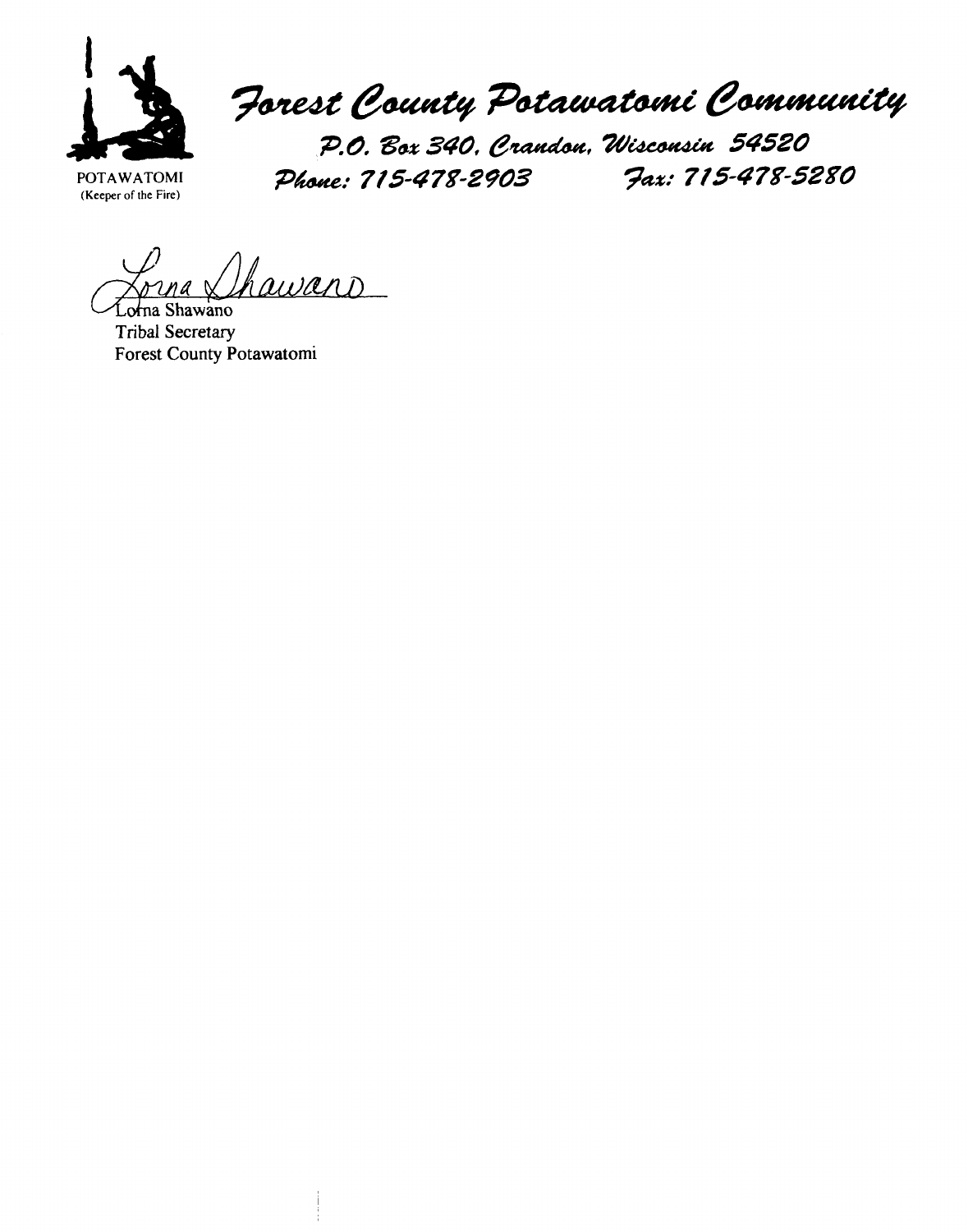# Forest County Potawatomi Community

POTAWATOMI
(Keeper of the Fire)

P.O. Box 340, Crandon, Wisconsin 54520
Phone: 715-478-2903 Fax: 715-478-5280

Lorna Shawano
Tribal Secretary
Forest County Potawatomi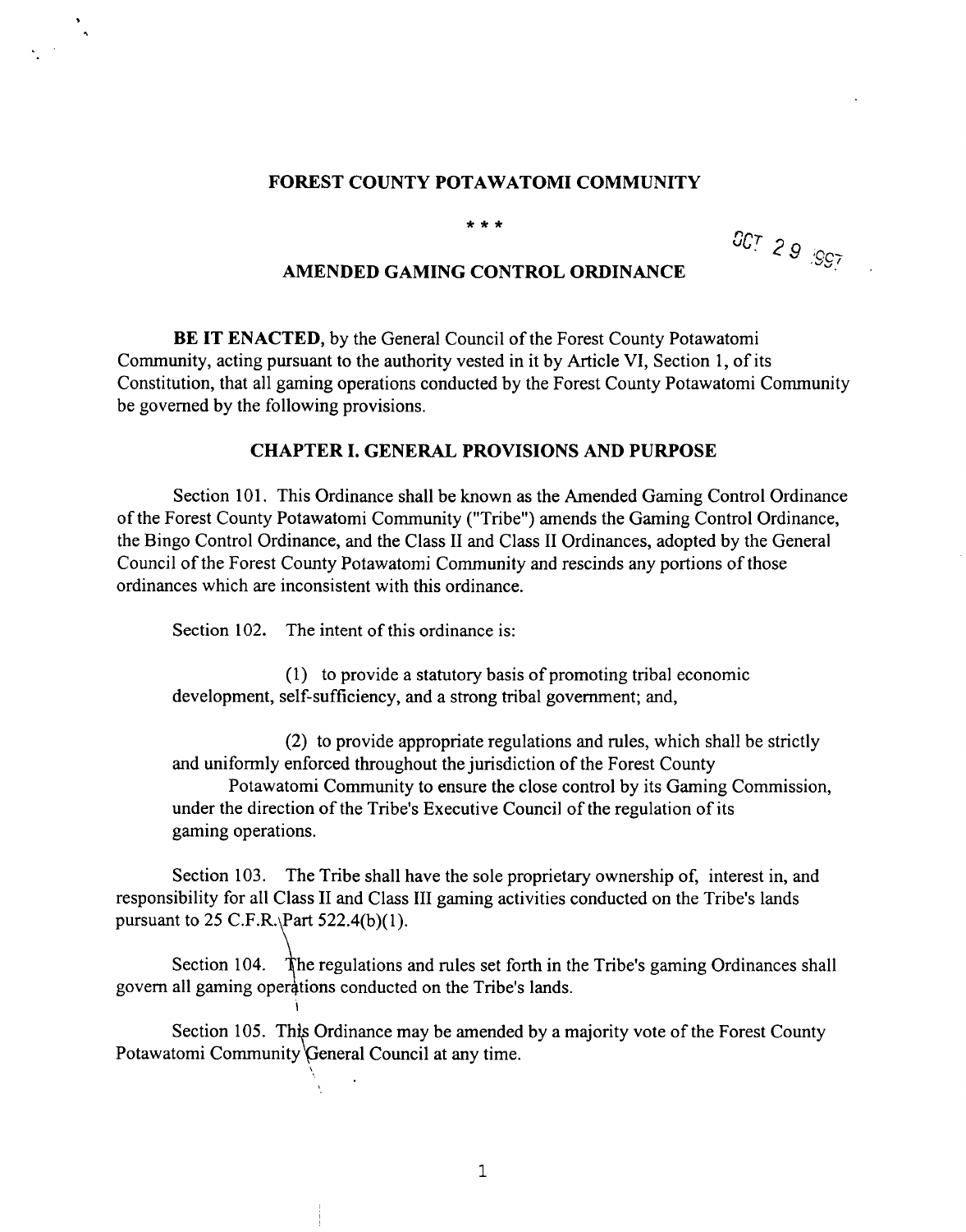# FOREST COUNTY POTAWATOMI COMMUNITY

\* \* \*

OCT 29 1997

## AMENDED GAMING CONTROL ORDINANCE

**BE IT ENACTED**, by the General Council of the Forest County Potawatomi Community, acting pursuant to the authority vested in it by Article VI, Section 1, of its Constitution, that all gaming operations conducted by the Forest County Potawatomi Community be governed by the following provisions.

### CHAPTER I. GENERAL PROVISIONS AND PURPOSE

Section 101. This Ordinance shall be known as the Amended Gaming Control Ordinance of the Forest County Potawatomi Community ("Tribe") amends the Gaming Control Ordinance, the Bingo Control Ordinance, and the Class II and Class II Ordinances, adopted by the General Council of the Forest County Potawatomi Community and rescinds any portions of those ordinances which are inconsistent with this ordinance.

Section 102. The intent of this ordinance is:

(1) to provide a statutory basis of promoting tribal economic development, self-sufficiency, and a strong tribal government; and,

(2) to provide appropriate regulations and rules, which shall be strictly and uniformly enforced throughout the jurisdiction of the Forest County Potawatomi Community to ensure the close control by its Gaming Commission, under the direction of the Tribe's Executive Council of the regulation of its gaming operations.

Section 103. The Tribe shall have the sole proprietary ownership of, interest in, and responsibility for all Class II and Class III gaming activities conducted on the Tribe's lands pursuant to 25 C.F.R. Part 522.4(b)(1).

Section 104. The regulations and rules set forth in the Tribe's gaming Ordinances shall govern all gaming operations conducted on the Tribe's lands.

Section 105. This Ordinance may be amended by a majority vote of the Forest County Potawatomi Community General Council at any time.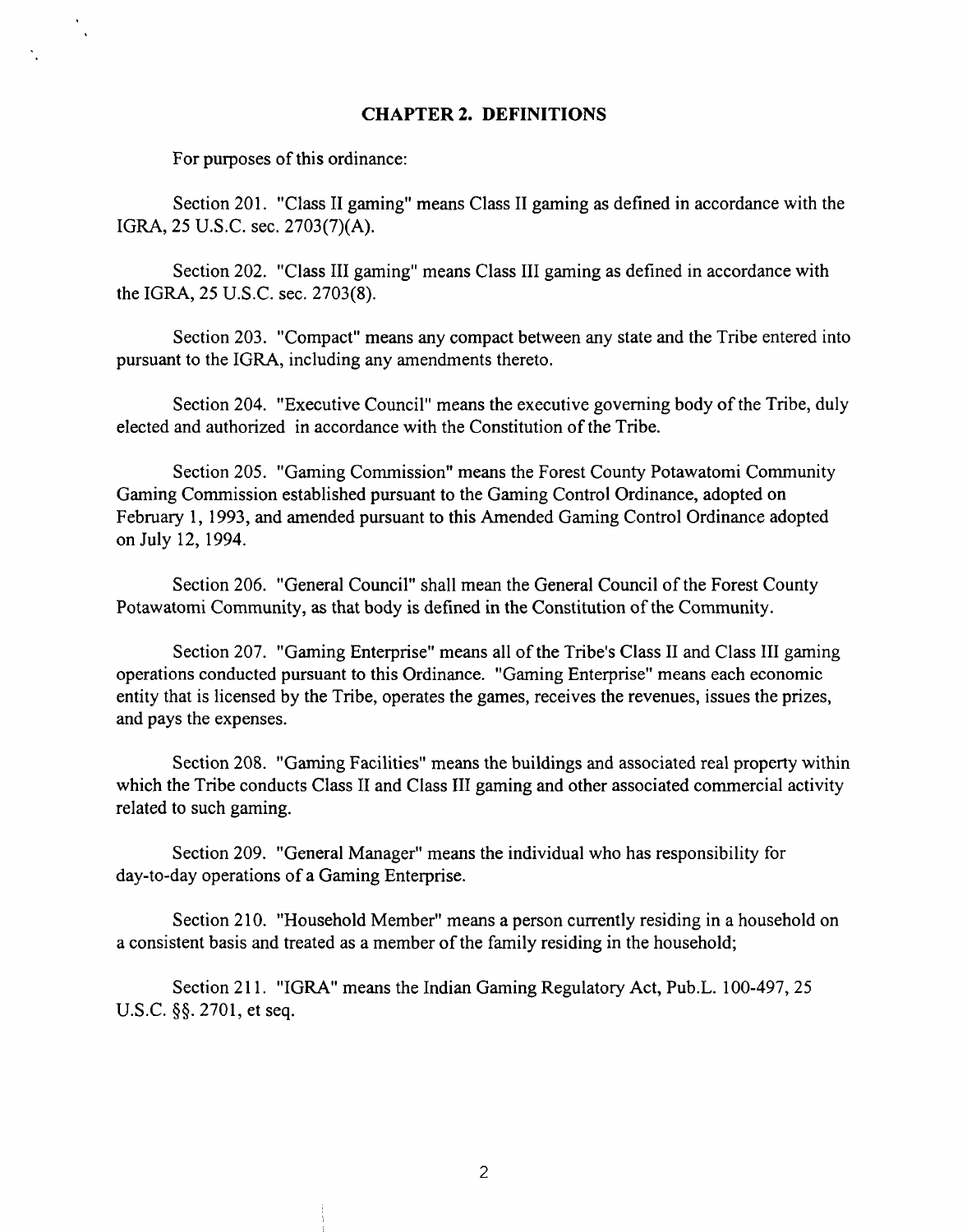## CHAPTER 2. DEFINITIONS

For purposes of this ordinance:

Section 201. "Class II gaming" means Class II gaming as defined in accordance with the IGRA, 25 U.S.C. sec. 2703(7)(A).

Section 202. "Class III gaming" means Class III gaming as defined in accordance with the IGRA, 25 U.S.C. sec. 2703(8).

Section 203. "Compact" means any compact between any state and the Tribe entered into pursuant to the IGRA, including any amendments thereto.

Section 204. "Executive Council" means the executive governing body of the Tribe, duly elected and authorized in accordance with the Constitution of the Tribe.

Section 205. "Gaming Commission" means the Forest County Potawatomi Community Gaming Commission established pursuant to the Gaming Control Ordinance, adopted on February 1, 1993, and amended pursuant to this Amended Gaming Control Ordinance adopted on July 12, 1994.

Section 206. "General Council" shall mean the General Council of the Forest County Potawatomi Community, as that body is defined in the Constitution of the Community.

Section 207. "Gaming Enterprise" means all of the Tribe's Class II and Class III gaming operations conducted pursuant to this Ordinance. "Gaming Enterprise" means each economic entity that is licensed by the Tribe, operates the games, receives the revenues, issues the prizes, and pays the expenses.

Section 208. "Gaming Facilities" means the buildings and associated real property within which the Tribe conducts Class II and Class III gaming and other associated commercial activity related to such gaming.

Section 209. "General Manager" means the individual who has responsibility for day-to-day operations of a Gaming Enterprise.

Section 210. "Household Member" means a person currently residing in a household on a consistent basis and treated as a member of the family residing in the household;

Section 211. "IGRA" means the Indian Gaming Regulatory Act, Pub.L. 100-497, 25 U.S.C. §§. 2701, et seq.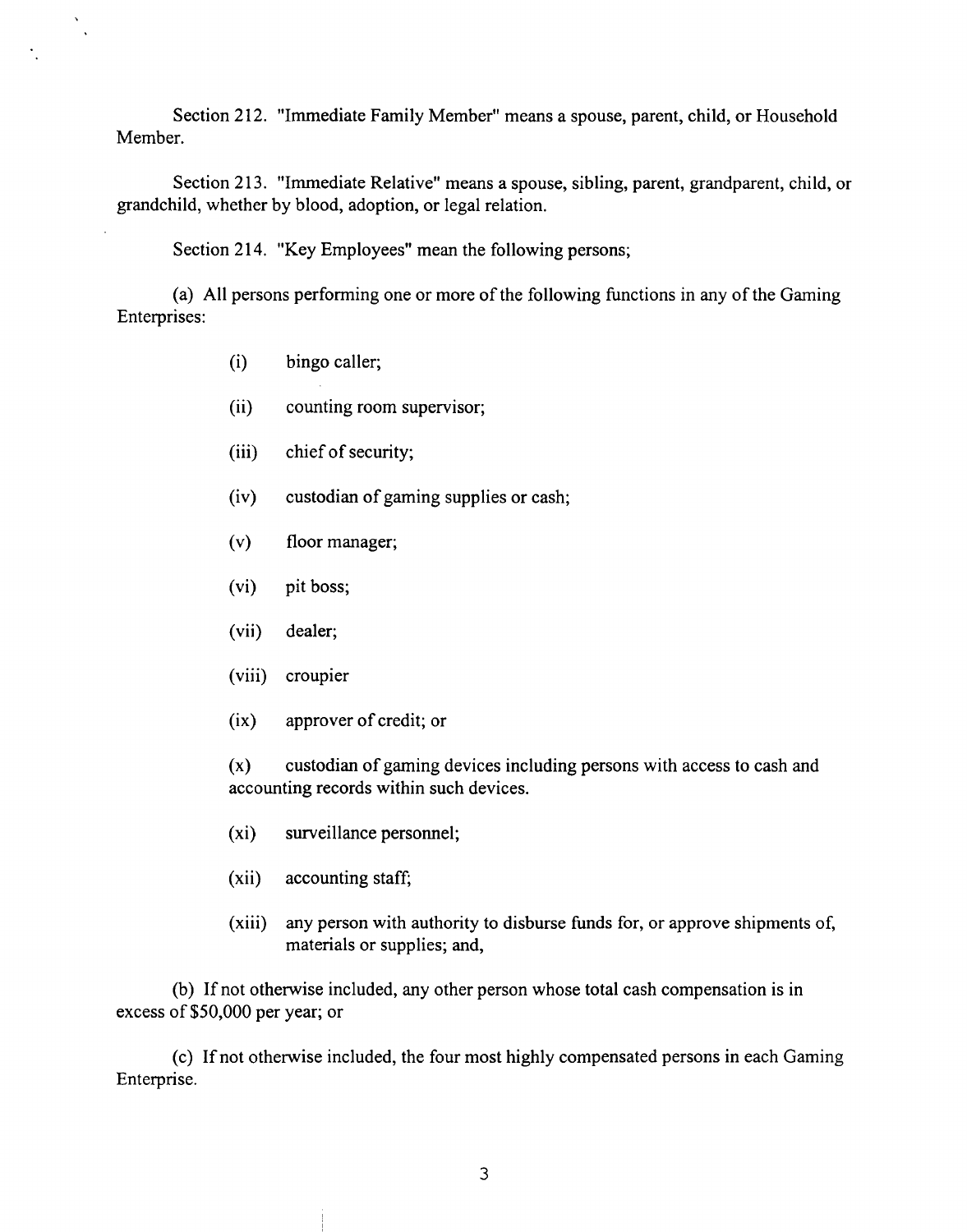Section 212. "Immediate Family Member" means a spouse, parent, child, or Household Member.

Section 213. "Immediate Relative" means a spouse, sibling, parent, grandparent, child, or grandchild, whether by blood, adoption, or legal relation.

Section 214. "Key Employees" mean the following persons;

(a) All persons performing one or more of the following functions in any of the Gaming Enterprises:

(i) bingo caller;

(ii) counting room supervisor;

(iii) chief of security;

(iv) custodian of gaming supplies or cash;

(v) floor manager;

(vi) pit boss;

(vii) dealer;

(viii) croupier

(ix) approver of credit; or

(x) custodian of gaming devices including persons with access to cash and accounting records within such devices.

(xi) surveillance personnel;

(xii) accounting staff;

(xiii) any person with authority to disburse funds for, or approve shipments of, materials or supplies; and,

(b) If not otherwise included, any other person whose total cash compensation is in excess of $50,000 per year; or

(c) If not otherwise included, the four most highly compensated persons in each Gaming Enterprise.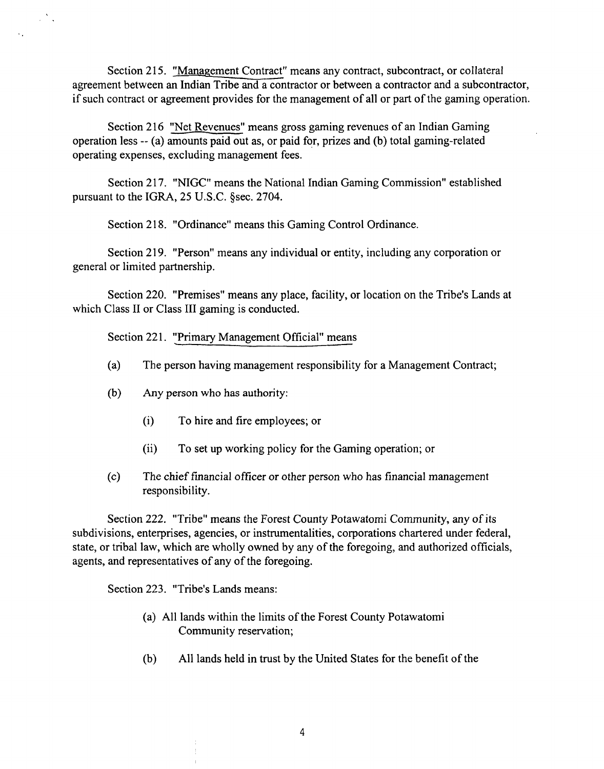Section 215. "Management Contract" means any contract, subcontract, or collateral agreement between an Indian Tribe and a contractor or between a contractor and a subcontractor, if such contract or agreement provides for the management of all or part of the gaming operation.

Section 216 "Net Revenues" means gross gaming revenues of an Indian Gaming operation less -- (a) amounts paid out as, or paid for, prizes and (b) total gaming-related operating expenses, excluding management fees.

Section 217. "NIGC" means the National Indian Gaming Commission" established pursuant to the IGRA, 25 U.S.C. §sec. 2704.

Section 218. "Ordinance" means this Gaming Control Ordinance.

Section 219. "Person" means any individual or entity, including any corporation or general or limited partnership.

Section 220. "Premises" means any place, facility, or location on the Tribe's Lands at which Class II or Class III gaming is conducted.

Section 221. "Primary Management Official" means

(a) The person having management responsibility for a Management Contract;

(b) Any person who has authority:

(i) To hire and fire employees; or

(ii) To set up working policy for the Gaming operation; or

(c) The chief financial officer or other person who has financial management responsibility.

Section 222. "Tribe" means the Forest County Potawatomi Community, any of its subdivisions, enterprises, agencies, or instrumentalities, corporations chartered under federal, state, or tribal law, which are wholly owned by any of the foregoing, and authorized officials, agents, and representatives of any of the foregoing.

Section 223. "Tribe's Lands means:

(a) All lands within the limits of the Forest County Potawatomi Community reservation;

(b) All lands held in trust by the United States for the benefit of the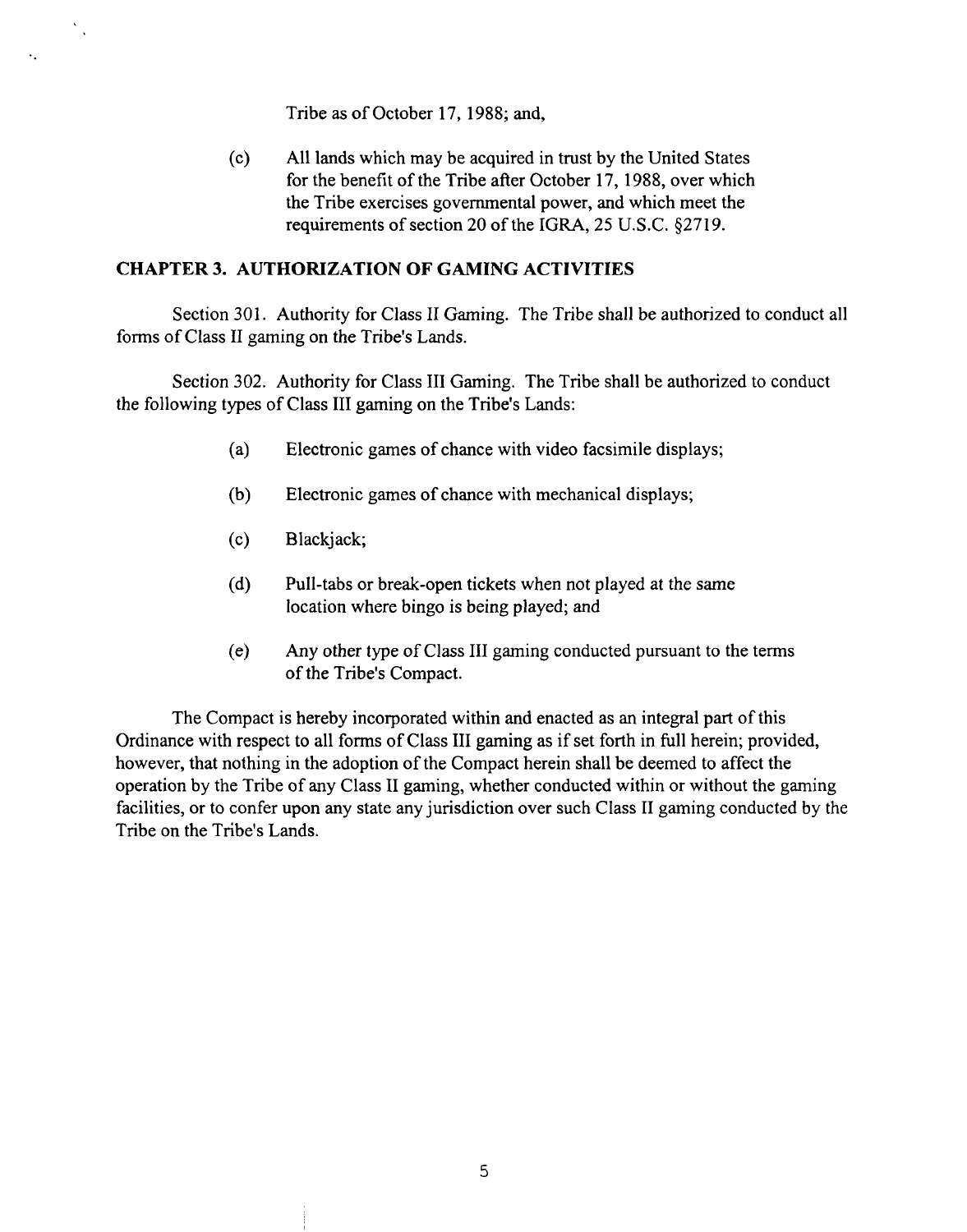Tribe as of October 17, 1988; and,

(c) All lands which may be acquired in trust by the United States for the benefit of the Tribe after October 17, 1988, over which the Tribe exercises governmental power, and which meet the requirements of section 20 of the IGRA, 25 U.S.C. §2719.

## CHAPTER 3. AUTHORIZATION OF GAMING ACTIVITIES

Section 301. Authority for Class II Gaming. The Tribe shall be authorized to conduct all forms of Class II gaming on the Tribe's Lands.

Section 302. Authority for Class III Gaming. The Tribe shall be authorized to conduct the following types of Class III gaming on the Tribe's Lands:

(a) Electronic games of chance with video facsimile displays;

(b) Electronic games of chance with mechanical displays;

(c) Blackjack;

(d) Pull-tabs or break-open tickets when not played at the same location where bingo is being played; and

(e) Any other type of Class III gaming conducted pursuant to the terms of the Tribe's Compact.

The Compact is hereby incorporated within and enacted as an integral part of this Ordinance with respect to all forms of Class III gaming as if set forth in full herein; provided, however, that nothing in the adoption of the Compact herein shall be deemed to affect the operation by the Tribe of any Class II gaming, whether conducted within or without the gaming facilities, or to confer upon any state any jurisdiction over such Class II gaming conducted by the Tribe on the Tribe's Lands.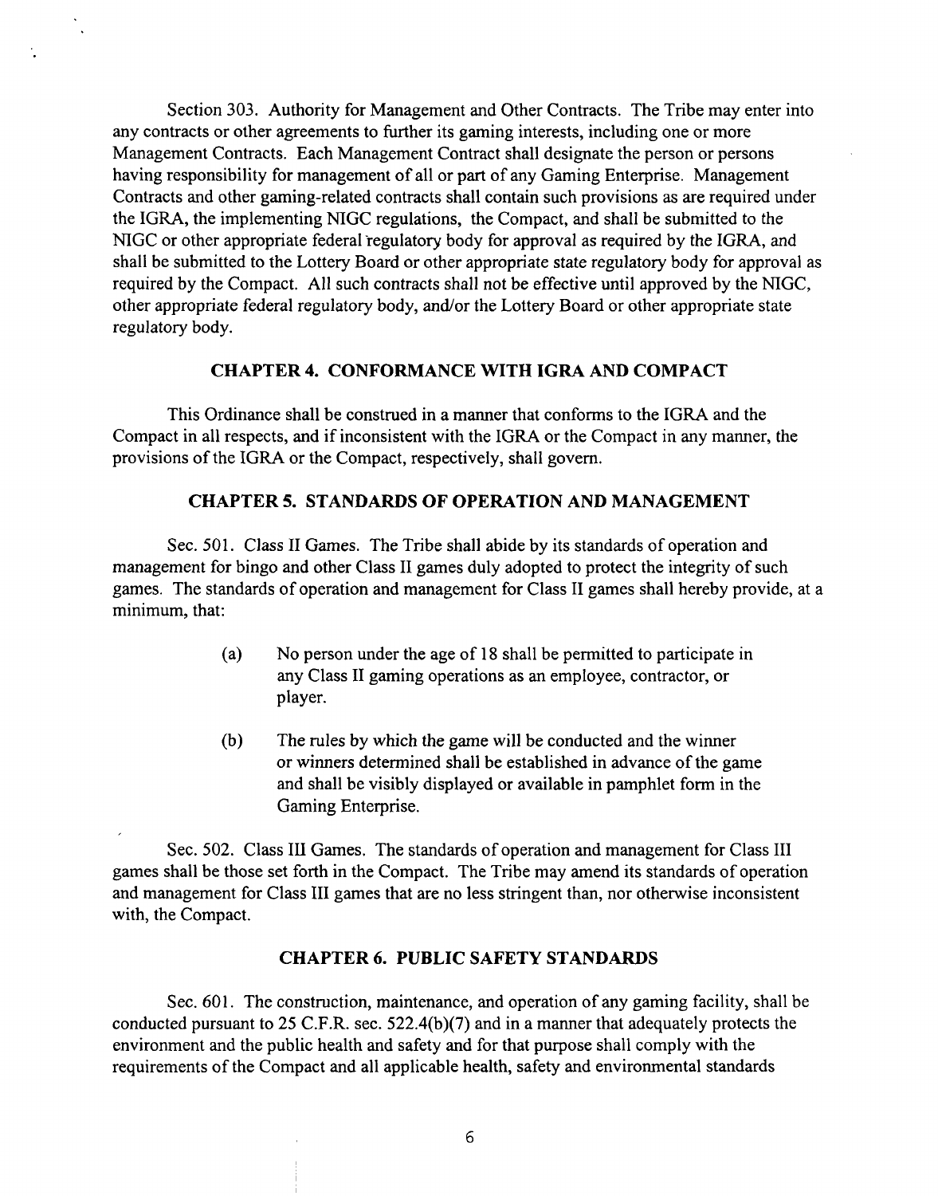Section 303. Authority for Management and Other Contracts. The Tribe may enter into any contracts or other agreements to further its gaming interests, including one or more Management Contracts. Each Management Contract shall designate the person or persons having responsibility for management of all or part of any Gaming Enterprise. Management Contracts and other gaming-related contracts shall contain such provisions as are required under the IGRA, the implementing NIGC regulations, the Compact, and shall be submitted to the NIGC or other appropriate federal regulatory body for approval as required by the IGRA, and shall be submitted to the Lottery Board or other appropriate state regulatory body for approval as required by the Compact. All such contracts shall not be effective until approved by the NIGC, other appropriate federal regulatory body, and/or the Lottery Board or other appropriate state regulatory body.

## CHAPTER 4. CONFORMANCE WITH IGRA AND COMPACT

This Ordinance shall be construed in a manner that conforms to the IGRA and the Compact in all respects, and if inconsistent with the IGRA or the Compact in any manner, the provisions of the IGRA or the Compact, respectively, shall govern.

## CHAPTER 5. STANDARDS OF OPERATION AND MANAGEMENT

Sec. 501. Class II Games. The Tribe shall abide by its standards of operation and management for bingo and other Class II games duly adopted to protect the integrity of such games. The standards of operation and management for Class II games shall hereby provide, at a minimum, that:

(a) No person under the age of 18 shall be permitted to participate in any Class II gaming operations as an employee, contractor, or player.

(b) The rules by which the game will be conducted and the winner or winners determined shall be established in advance of the game and shall be visibly displayed or available in pamphlet form in the Gaming Enterprise.

Sec. 502. Class III Games. The standards of operation and management for Class III games shall be those set forth in the Compact. The Tribe may amend its standards of operation and management for Class III games that are no less stringent than, nor otherwise inconsistent with, the Compact.

## CHAPTER 6. PUBLIC SAFETY STANDARDS

Sec. 601. The construction, maintenance, and operation of any gaming facility, shall be conducted pursuant to 25 C.F.R. sec. 522.4(b)(7) and in a manner that adequately protects the environment and the public health and safety and for that purpose shall comply with the requirements of the Compact and all applicable health, safety and environmental standards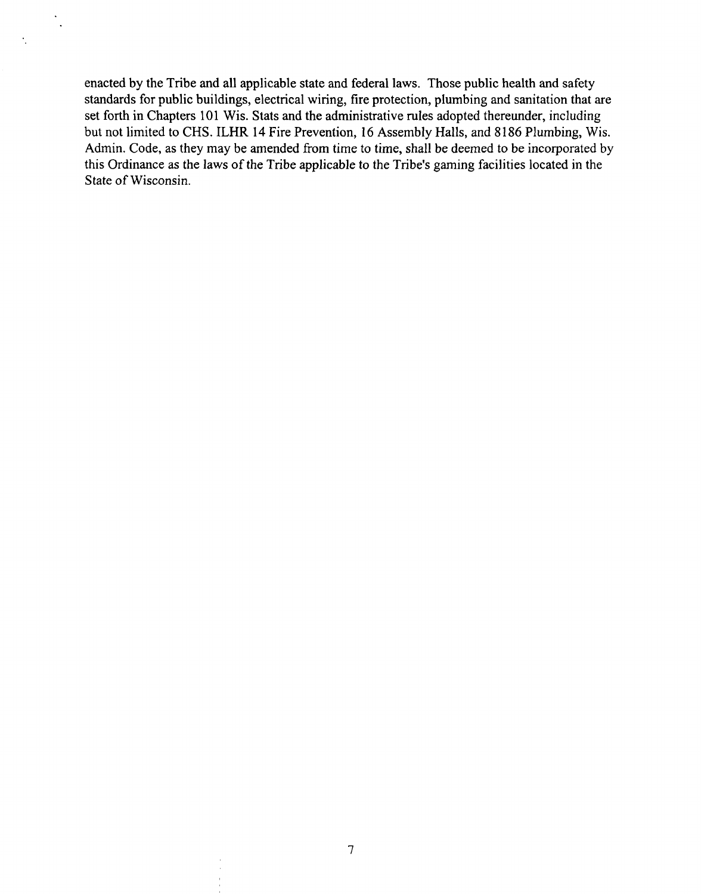enacted by the Tribe and all applicable state and federal laws. Those public health and safety standards for public buildings, electrical wiring, fire protection, plumbing and sanitation that are set forth in Chapters 101 Wis. Stats and the administrative rules adopted thereunder, including but not limited to CHS. ILHR 14 Fire Prevention, 16 Assembly Halls, and 8186 Plumbing, Wis. Admin. Code, as they may be amended from time to time, shall be deemed to be incorporated by this Ordinance as the laws of the Tribe applicable to the Tribe's gaming facilities located in the State of Wisconsin.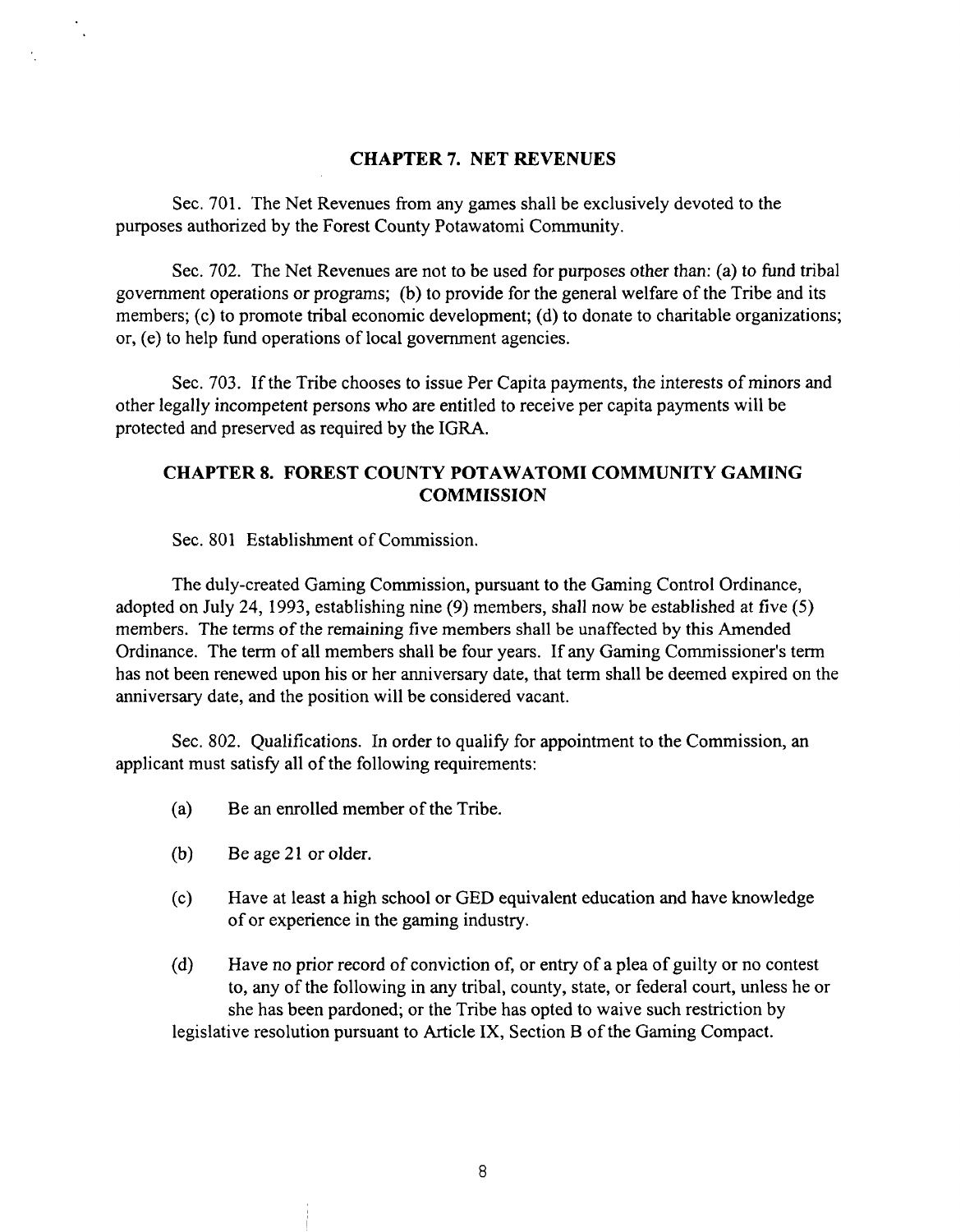## CHAPTER 7. NET REVENUES

Sec. 701. The Net Revenues from any games shall be exclusively devoted to the purposes authorized by the Forest County Potawatomi Community.

Sec. 702. The Net Revenues are not to be used for purposes other than: (a) to fund tribal government operations or programs; (b) to provide for the general welfare of the Tribe and its members; (c) to promote tribal economic development; (d) to donate to charitable organizations; or, (e) to help fund operations of local government agencies.

Sec. 703. If the Tribe chooses to issue Per Capita payments, the interests of minors and other legally incompetent persons who are entitled to receive per capita payments will be protected and preserved as required by the IGRA.

## CHAPTER 8. FOREST COUNTY POTAWATOMI COMMUNITY GAMING COMMISSION

Sec. 801 Establishment of Commission.

The duly-created Gaming Commission, pursuant to the Gaming Control Ordinance, adopted on July 24, 1993, establishing nine (9) members, shall now be established at five (5) members. The terms of the remaining five members shall be unaffected by this Amended Ordinance. The term of all members shall be four years. If any Gaming Commissioner's term has not been renewed upon his or her anniversary date, that term shall be deemed expired on the anniversary date, and the position will be considered vacant.

Sec. 802. Qualifications. In order to qualify for appointment to the Commission, an applicant must satisfy all of the following requirements:

(a) Be an enrolled member of the Tribe.

(b) Be age 21 or older.

(c) Have at least a high school or GED equivalent education and have knowledge of or experience in the gaming industry.

(d) Have no prior record of conviction of, or entry of a plea of guilty or no contest to, any of the following in any tribal, county, state, or federal court, unless he or she has been pardoned; or the Tribe has opted to waive such restriction by legislative resolution pursuant to Article IX, Section B of the Gaming Compact.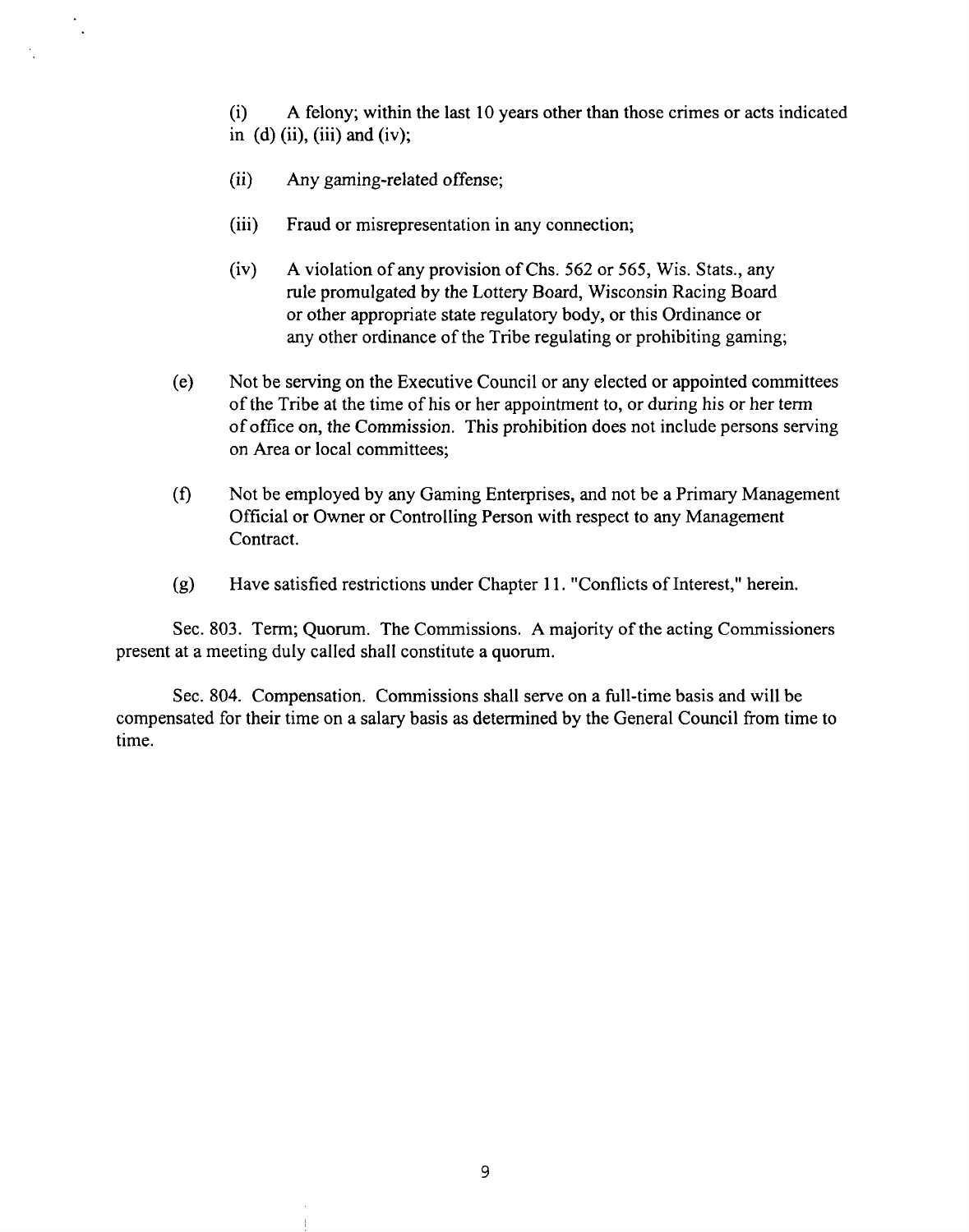(i) A felony; within the last 10 years other than those crimes or acts indicated in (d) (ii), (iii) and (iv);

(ii) Any gaming-related offense;

(iii) Fraud or misrepresentation in any connection;

(iv) A violation of any provision of Chs. 562 or 565, Wis. Stats., any rule promulgated by the Lottery Board, Wisconsin Racing Board or other appropriate state regulatory body, or this Ordinance or any other ordinance of the Tribe regulating or prohibiting gaming;

(e) Not be serving on the Executive Council or any elected or appointed committees of the Tribe at the time of his or her appointment to, or during his or her term of office on, the Commission. This prohibition does not include persons serving on Area or local committees;

(f) Not be employed by any Gaming Enterprises, and not be a Primary Management Official or Owner or Controlling Person with respect to any Management Contract.

(g) Have satisfied restrictions under Chapter 11. "Conflicts of Interest," herein.

Sec. 803. Term; Quorum. The Commissions. A majority of the acting Commissioners present at a meeting duly called shall constitute a quorum.

Sec. 804. Compensation. Commissions shall serve on a full-time basis and will be compensated for their time on a salary basis as determined by the General Council from time to time.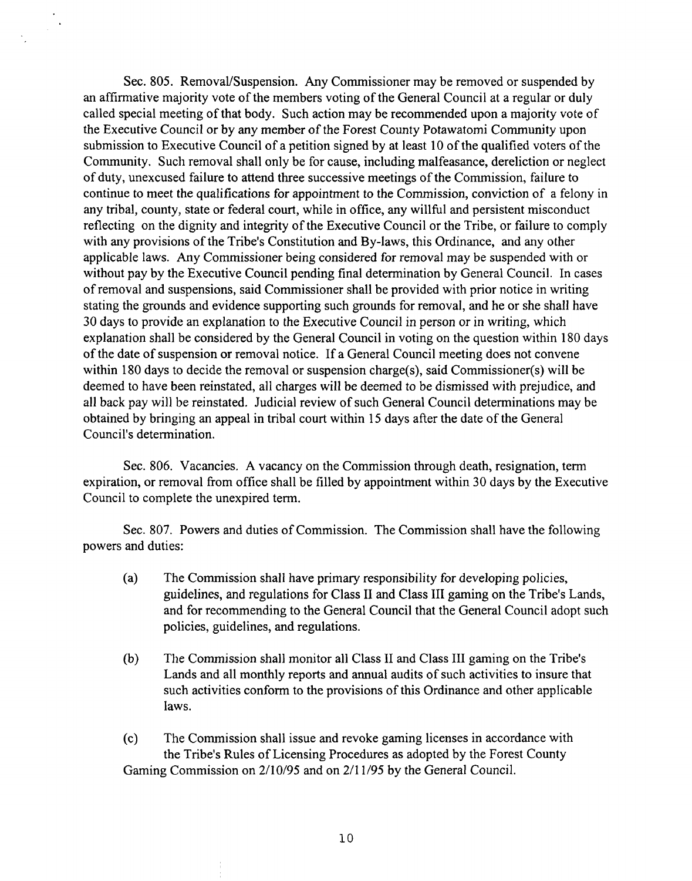Sec. 805. Removal/Suspension. Any Commissioner may be removed or suspended by an affirmative majority vote of the members voting of the General Council at a regular or duly called special meeting of that body. Such action may be recommended upon a majority vote of the Executive Council or by any member of the Forest County Potawatomi Community upon submission to Executive Council of a petition signed by at least 10 of the qualified voters of the Community. Such removal shall only be for cause, including malfeasance, dereliction or neglect of duty, unexcused failure to attend three successive meetings of the Commission, failure to continue to meet the qualifications for appointment to the Commission, conviction of a felony in any tribal, county, state or federal court, while in office, any willful and persistent misconduct reflecting on the dignity and integrity of the Executive Council or the Tribe, or failure to comply with any provisions of the Tribe's Constitution and By-laws, this Ordinance, and any other applicable laws. Any Commissioner being considered for removal may be suspended with or without pay by the Executive Council pending final determination by General Council. In cases of removal and suspensions, said Commissioner shall be provided with prior notice in writing stating the grounds and evidence supporting such grounds for removal, and he or she shall have 30 days to provide an explanation to the Executive Council in person or in writing, which explanation shall be considered by the General Council in voting on the question within 180 days of the date of suspension or removal notice. If a General Council meeting does not convene within 180 days to decide the removal or suspension charge(s), said Commissioner(s) will be deemed to have been reinstated, all charges will be deemed to be dismissed with prejudice, and all back pay will be reinstated. Judicial review of such General Council determinations may be obtained by bringing an appeal in tribal court within 15 days after the date of the General Council's determination.

Sec. 806. Vacancies. A vacancy on the Commission through death, resignation, term expiration, or removal from office shall be filled by appointment within 30 days by the Executive Council to complete the unexpired term.

Sec. 807. Powers and duties of Commission. The Commission shall have the following powers and duties:

(a) The Commission shall have primary responsibility for developing policies, guidelines, and regulations for Class II and Class III gaming on the Tribe's Lands, and for recommending to the General Council that the General Council adopt such policies, guidelines, and regulations.

(b) The Commission shall monitor all Class II and Class III gaming on the Tribe's Lands and all monthly reports and annual audits of such activities to insure that such activities conform to the provisions of this Ordinance and other applicable laws.

(c) The Commission shall issue and revoke gaming licenses in accordance with the Tribe's Rules of Licensing Procedures as adopted by the Forest County Gaming Commission on 2/10/95 and on 2/11/95 by the General Council.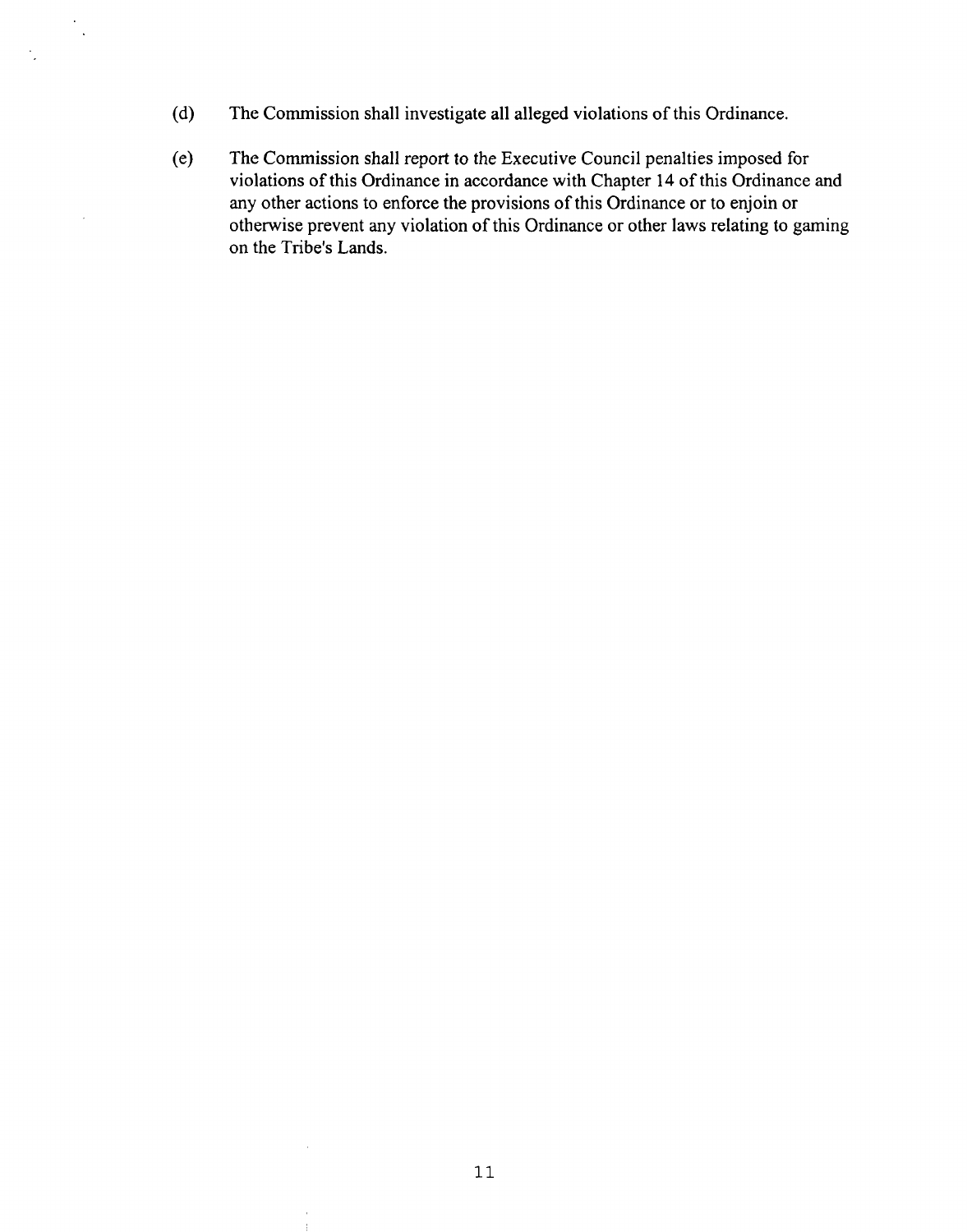(d) The Commission shall investigate all alleged violations of this Ordinance.

(e) The Commission shall report to the Executive Council penalties imposed for violations of this Ordinance in accordance with Chapter 14 of this Ordinance and any other actions to enforce the provisions of this Ordinance or to enjoin or otherwise prevent any violation of this Ordinance or other laws relating to gaming on the Tribe's Lands.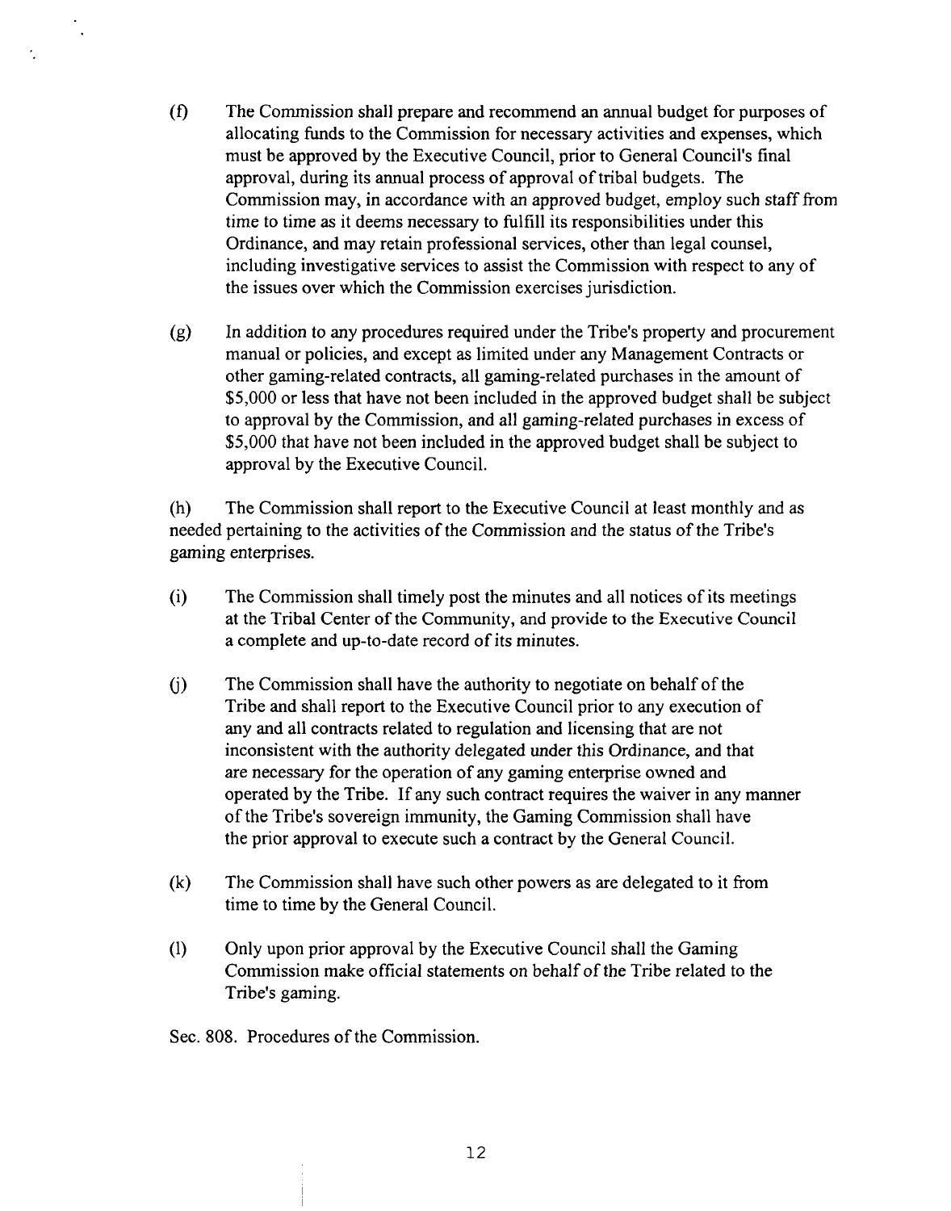(f) The Commission shall prepare and recommend an annual budget for purposes of allocating funds to the Commission for necessary activities and expenses, which must be approved by the Executive Council, prior to General Council's final approval, during its annual process of approval of tribal budgets. The Commission may, in accordance with an approved budget, employ such staff from time to time as it deems necessary to fulfill its responsibilities under this Ordinance, and may retain professional services, other than legal counsel, including investigative services to assist the Commission with respect to any of the issues over which the Commission exercises jurisdiction.

(g) In addition to any procedures required under the Tribe's property and procurement manual or policies, and except as limited under any Management Contracts or other gaming-related contracts, all gaming-related purchases in the amount of $5,000 or less that have not been included in the approved budget shall be subject to approval by the Commission, and all gaming-related purchases in excess of $5,000 that have not been included in the approved budget shall be subject to approval by the Executive Council.

(h) The Commission shall report to the Executive Council at least monthly and as needed pertaining to the activities of the Commission and the status of the Tribe's gaming enterprises.

(i) The Commission shall timely post the minutes and all notices of its meetings at the Tribal Center of the Community, and provide to the Executive Council a complete and up-to-date record of its minutes.

(j) The Commission shall have the authority to negotiate on behalf of the Tribe and shall report to the Executive Council prior to any execution of any and all contracts related to regulation and licensing that are not inconsistent with the authority delegated under this Ordinance, and that are necessary for the operation of any gaming enterprise owned and operated by the Tribe. If any such contract requires the waiver in any manner of the Tribe's sovereign immunity, the Gaming Commission shall have the prior approval to execute such a contract by the General Council.

(k) The Commission shall have such other powers as are delegated to it from time to time by the General Council.

(l) Only upon prior approval by the Executive Council shall the Gaming Commission make official statements on behalf of the Tribe related to the Tribe's gaming.

Sec. 808. Procedures of the Commission.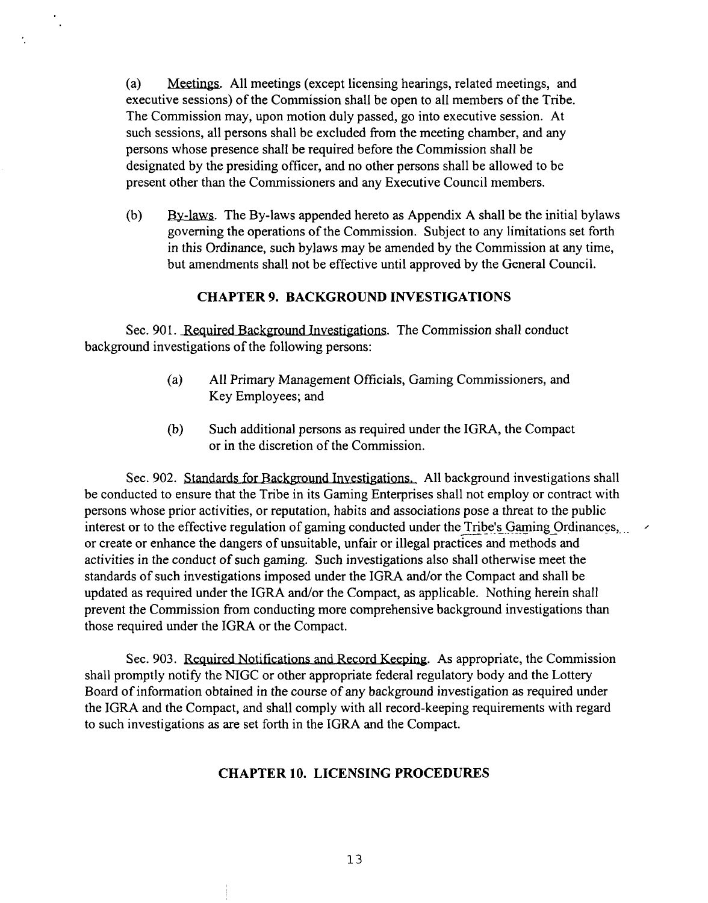(a) Meetings. All meetings (except licensing hearings, related meetings, and executive sessions) of the Commission shall be open to all members of the Tribe. The Commission may, upon motion duly passed, go into executive session. At such sessions, all persons shall be excluded from the meeting chamber, and any persons whose presence shall be required before the Commission shall be designated by the presiding officer, and no other persons shall be allowed to be present other than the Commissioners and any Executive Council members.

(b) By-laws. The By-laws appended hereto as Appendix A shall be the initial bylaws governing the operations of the Commission. Subject to any limitations set forth in this Ordinance, such bylaws may be amended by the Commission at any time, but amendments shall not be effective until approved by the General Council.

## CHAPTER 9. BACKGROUND INVESTIGATIONS

Sec. 901. Required Background Investigations. The Commission shall conduct background investigations of the following persons:

(a) All Primary Management Officials, Gaming Commissioners, and Key Employees; and

(b) Such additional persons as required under the IGRA, the Compact or in the discretion of the Commission.

Sec. 902. Standards for Background Investigations. All background investigations shall be conducted to ensure that the Tribe in its Gaming Enterprises shall not employ or contract with persons whose prior activities, or reputation, habits and associations pose a threat to the public interest or to the effective regulation of gaming conducted under the Tribe's Gaming Ordinances, or create or enhance the dangers of unsuitable, unfair or illegal practices and methods and activities in the conduct of such gaming. Such investigations also shall otherwise meet the standards of such investigations imposed under the IGRA and/or the Compact and shall be updated as required under the IGRA and/or the Compact, as applicable. Nothing herein shall prevent the Commission from conducting more comprehensive background investigations than those required under the IGRA or the Compact.

Sec. 903. Required Notifications and Record Keeping. As appropriate, the Commission shall promptly notify the NIGC or other appropriate federal regulatory body and the Lottery Board of information obtained in the course of any background investigation as required under the IGRA and the Compact, and shall comply with all record-keeping requirements with regard to such investigations as are set forth in the IGRA and the Compact.

## CHAPTER 10. LICENSING PROCEDURES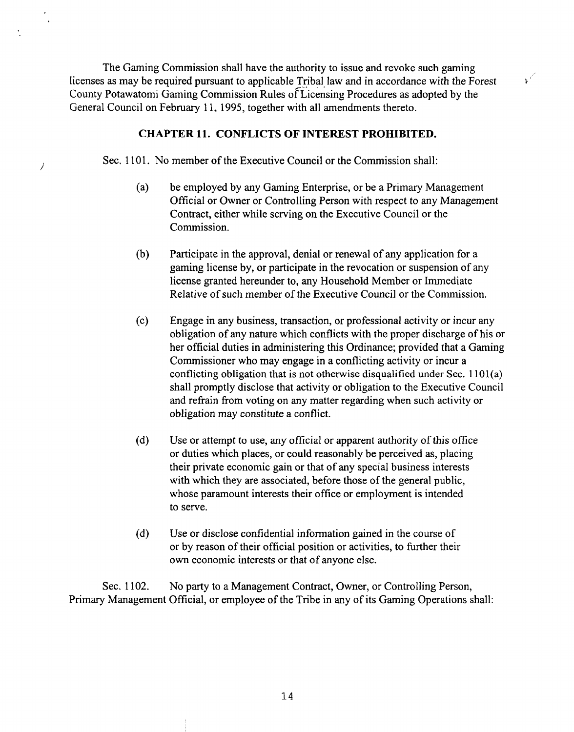The Gaming Commission shall have the authority to issue and revoke such gaming licenses as may be required pursuant to applicable Tribal law and in accordance with the Forest County Potawatomi Gaming Commission Rules of Licensing Procedures as adopted by the General Council on February 11, 1995, together with all amendments thereto.

## CHAPTER 11. CONFLICTS OF INTEREST PROHIBITED.

Sec. 1101. No member of the Executive Council or the Commission shall:

(a) be employed by any Gaming Enterprise, or be a Primary Management Official or Owner or Controlling Person with respect to any Management Contract, either while serving on the Executive Council or the Commission.

(b) Participate in the approval, denial or renewal of any application for a gaming license by, or participate in the revocation or suspension of any license granted hereunder to, any Household Member or Immediate Relative of such member of the Executive Council or the Commission.

(c) Engage in any business, transaction, or professional activity or incur any obligation of any nature which conflicts with the proper discharge of his or her official duties in administering this Ordinance; provided that a Gaming Commissioner who may engage in a conflicting activity or incur a conflicting obligation that is not otherwise disqualified under Sec. 1101(a) shall promptly disclose that activity or obligation to the Executive Council and refrain from voting on any matter regarding when such activity or obligation may constitute a conflict.

(d) Use or attempt to use, any official or apparent authority of this office or duties which places, or could reasonably be perceived as, placing their private economic gain or that of any special business interests with which they are associated, before those of the general public, whose paramount interests their office or employment is intended to serve.

(d) Use or disclose confidential information gained in the course of or by reason of their official position or activities, to further their own economic interests or that of anyone else.

Sec. 1102. No party to a Management Contract, Owner, or Controlling Person, Primary Management Official, or employee of the Tribe in any of its Gaming Operations shall: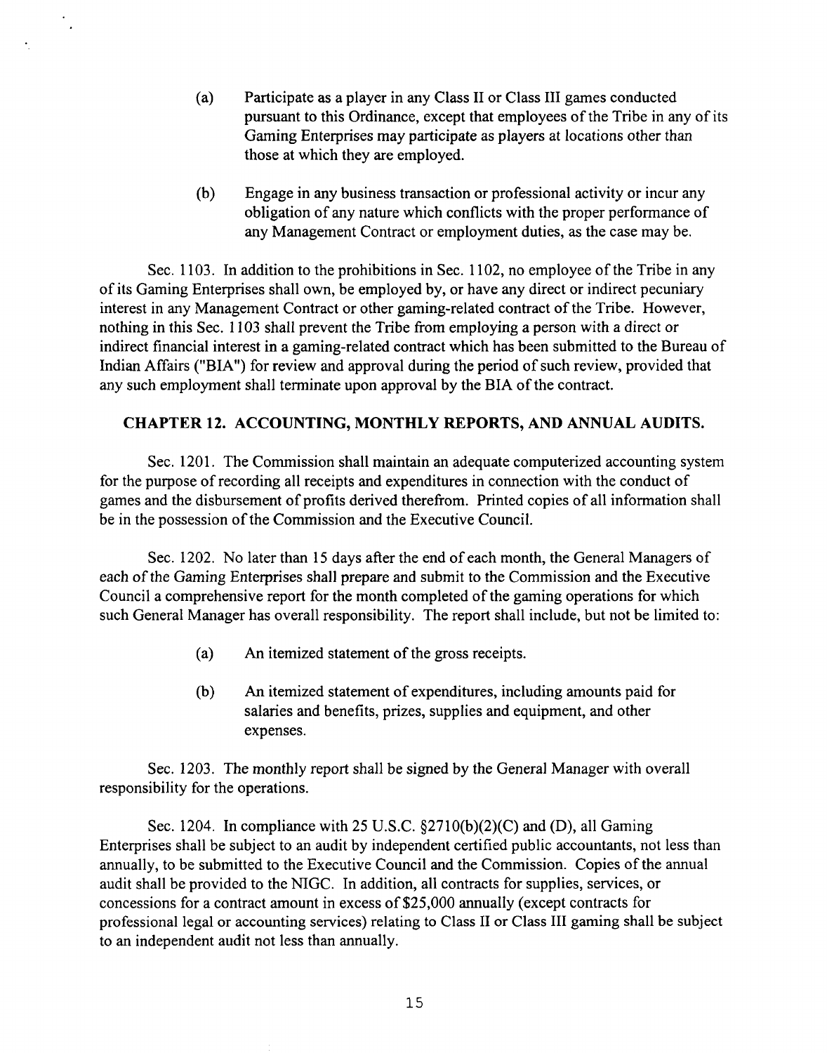(a) Participate as a player in any Class II or Class III games conducted pursuant to this Ordinance, except that employees of the Tribe in any of its Gaming Enterprises may participate as players at locations other than those at which they are employed.

(b) Engage in any business transaction or professional activity or incur any obligation of any nature which conflicts with the proper performance of any Management Contract or employment duties, as the case may be.

Sec. 1103. In addition to the prohibitions in Sec. 1102, no employee of the Tribe in any of its Gaming Enterprises shall own, be employed by, or have any direct or indirect pecuniary interest in any Management Contract or other gaming-related contract of the Tribe. However, nothing in this Sec. 1103 shall prevent the Tribe from employing a person with a direct or indirect financial interest in a gaming-related contract which has been submitted to the Bureau of Indian Affairs ("BIA") for review and approval during the period of such review, provided that any such employment shall terminate upon approval by the BIA of the contract.

## CHAPTER 12. ACCOUNTING, MONTHLY REPORTS, AND ANNUAL AUDITS.

Sec. 1201. The Commission shall maintain an adequate computerized accounting system for the purpose of recording all receipts and expenditures in connection with the conduct of games and the disbursement of profits derived therefrom. Printed copies of all information shall be in the possession of the Commission and the Executive Council.

Sec. 1202. No later than 15 days after the end of each month, the General Managers of each of the Gaming Enterprises shall prepare and submit to the Commission and the Executive Council a comprehensive report for the month completed of the gaming operations for which such General Manager has overall responsibility. The report shall include, but not be limited to:

(a) An itemized statement of the gross receipts.

(b) An itemized statement of expenditures, including amounts paid for salaries and benefits, prizes, supplies and equipment, and other expenses.

Sec. 1203. The monthly report shall be signed by the General Manager with overall responsibility for the operations.

Sec. 1204. In compliance with 25 U.S.C. §2710(b)(2)(C) and (D), all Gaming Enterprises shall be subject to an audit by independent certified public accountants, not less than annually, to be submitted to the Executive Council and the Commission. Copies of the annual audit shall be provided to the NIGC. In addition, all contracts for supplies, services, or concessions for a contract amount in excess of $25,000 annually (except contracts for professional legal or accounting services) relating to Class II or Class III gaming shall be subject to an independent audit not less than annually.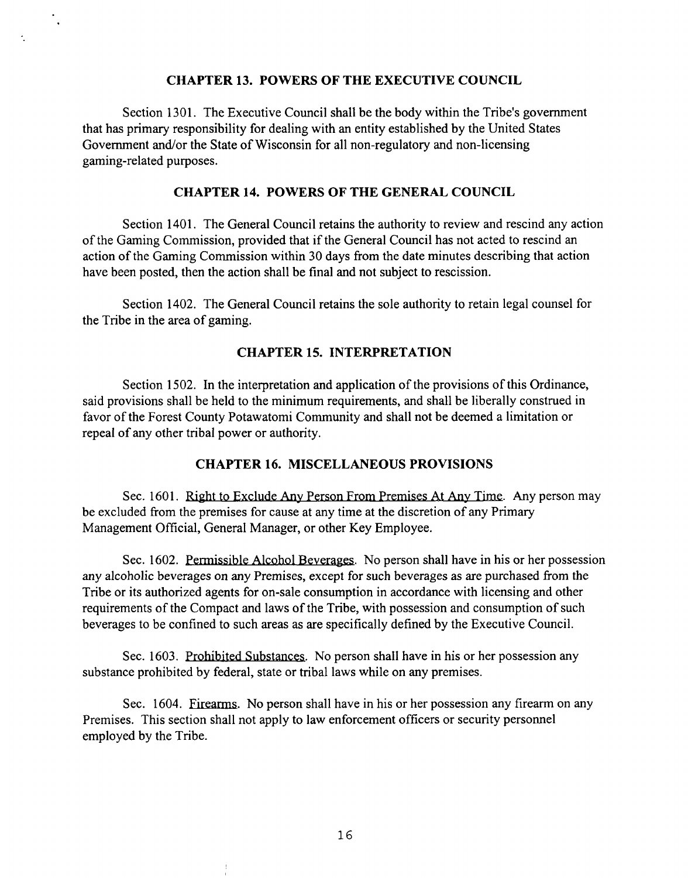## CHAPTER 13. POWERS OF THE EXECUTIVE COUNCIL

Section 1301. The Executive Council shall be the body within the Tribe's government that has primary responsibility for dealing with an entity established by the United States Government and/or the State of Wisconsin for all non-regulatory and non-licensing gaming-related purposes.

## CHAPTER 14. POWERS OF THE GENERAL COUNCIL

Section 1401. The General Council retains the authority to review and rescind any action of the Gaming Commission, provided that if the General Council has not acted to rescind an action of the Gaming Commission within 30 days from the date minutes describing that action have been posted, then the action shall be final and not subject to rescission.

Section 1402. The General Council retains the sole authority to retain legal counsel for the Tribe in the area of gaming.

## CHAPTER 15. INTERPRETATION

Section 1502. In the interpretation and application of the provisions of this Ordinance, said provisions shall be held to the minimum requirements, and shall be liberally construed in favor of the Forest County Potawatomi Community and shall not be deemed a limitation or repeal of any other tribal power or authority.

## CHAPTER 16. MISCELLANEOUS PROVISIONS

Sec. 1601. Right to Exclude Any Person From Premises At Any Time. Any person may be excluded from the premises for cause at any time at the discretion of any Primary Management Official, General Manager, or other Key Employee.

Sec. 1602. Permissible Alcohol Beverages. No person shall have in his or her possession any alcoholic beverages on any Premises, except for such beverages as are purchased from the Tribe or its authorized agents for on-sale consumption in accordance with licensing and other requirements of the Compact and laws of the Tribe, with possession and consumption of such beverages to be confined to such areas as are specifically defined by the Executive Council.

Sec. 1603. Prohibited Substances. No person shall have in his or her possession any substance prohibited by federal, state or tribal laws while on any premises.

Sec. 1604. Firearms. No person shall have in his or her possession any firearm on any Premises. This section shall not apply to law enforcement officers or security personnel employed by the Tribe.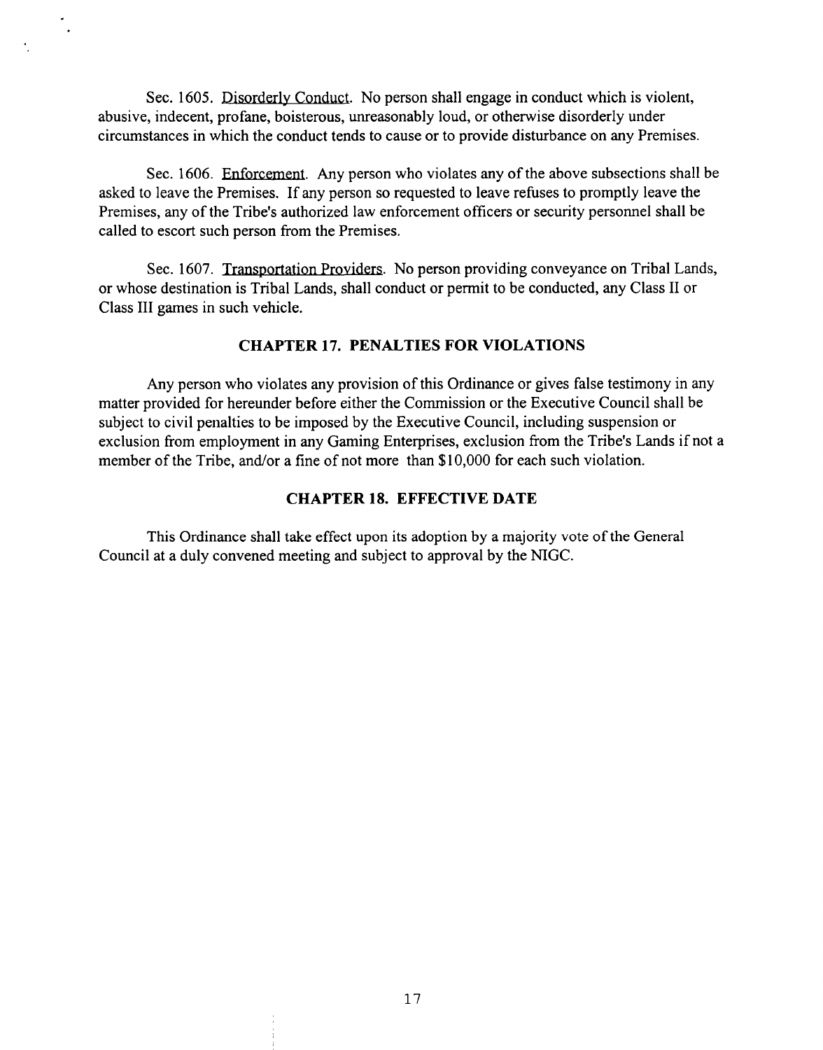Sec. 1605. Disorderly Conduct. No person shall engage in conduct which is violent, abusive, indecent, profane, boisterous, unreasonably loud, or otherwise disorderly under circumstances in which the conduct tends to cause or to provide disturbance on any Premises.

Sec. 1606. Enforcement. Any person who violates any of the above subsections shall be asked to leave the Premises. If any person so requested to leave refuses to promptly leave the Premises, any of the Tribe's authorized law enforcement officers or security personnel shall be called to escort such person from the Premises.

Sec. 1607. Transportation Providers. No person providing conveyance on Tribal Lands, or whose destination is Tribal Lands, shall conduct or permit to be conducted, any Class II or Class III games in such vehicle.

## CHAPTER 17. PENALTIES FOR VIOLATIONS

Any person who violates any provision of this Ordinance or gives false testimony in any matter provided for hereunder before either the Commission or the Executive Council shall be subject to civil penalties to be imposed by the Executive Council, including suspension or exclusion from employment in any Gaming Enterprises, exclusion from the Tribe's Lands if not a member of the Tribe, and/or a fine of not more than $10,000 for each such violation.

## CHAPTER 18. EFFECTIVE DATE

This Ordinance shall take effect upon its adoption by a majority vote of the General Council at a duly convened meeting and subject to approval by the NIGC.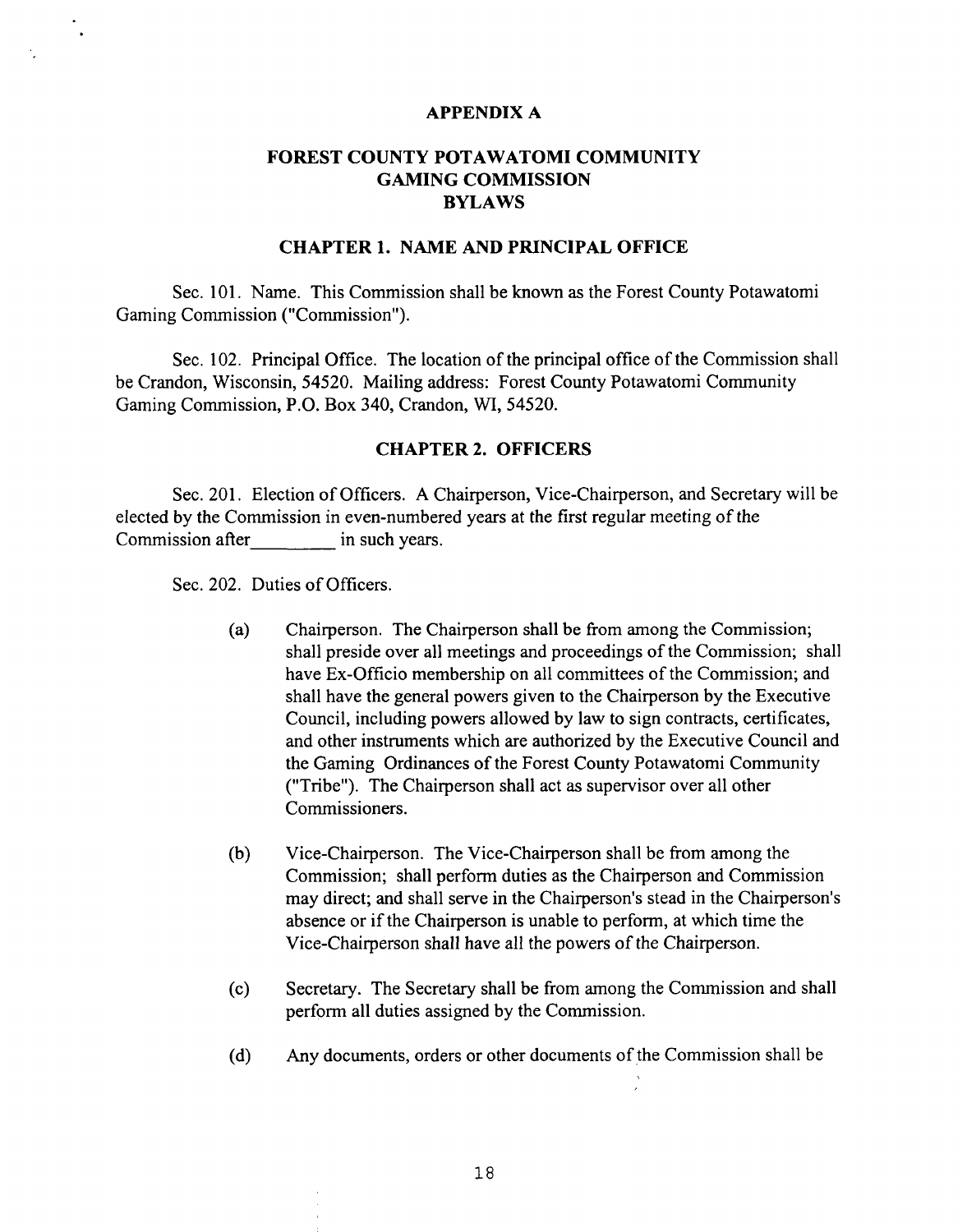**APPENDIX A**

# FOREST COUNTY POTAWATOMI COMMUNITY GAMING COMMISSION BYLAWS

## CHAPTER 1. NAME AND PRINCIPAL OFFICE

Sec. 101. Name. This Commission shall be known as the Forest County Potawatomi Gaming Commission ("Commission").

Sec. 102. Principal Office. The location of the principal office of the Commission shall be Crandon, Wisconsin, 54520. Mailing address: Forest County Potawatomi Community Gaming Commission, P.O. Box 340, Crandon, WI, 54520.

## CHAPTER 2. OFFICERS

Sec. 201. Election of Officers. A Chairperson, Vice-Chairperson, and Secretary will be elected by the Commission in even-numbered years at the first regular meeting of the Commission after_________ in such years.

Sec. 202. Duties of Officers.

(a) Chairperson. The Chairperson shall be from among the Commission; shall preside over all meetings and proceedings of the Commission; shall have Ex-Officio membership on all committees of the Commission; and shall have the general powers given to the Chairperson by the Executive Council, including powers allowed by law to sign contracts, certificates, and other instruments which are authorized by the Executive Council and the Gaming Ordinances of the Forest County Potawatomi Community ("Tribe"). The Chairperson shall act as supervisor over all other Commissioners.

(b) Vice-Chairperson. The Vice-Chairperson shall be from among the Commission; shall perform duties as the Chairperson and Commission may direct; and shall serve in the Chairperson's stead in the Chairperson's absence or if the Chairperson is unable to perform, at which time the Vice-Chairperson shall have all the powers of the Chairperson.

(c) Secretary. The Secretary shall be from among the Commission and shall perform all duties assigned by the Commission.

(d) Any documents, orders or other documents of the Commission shall be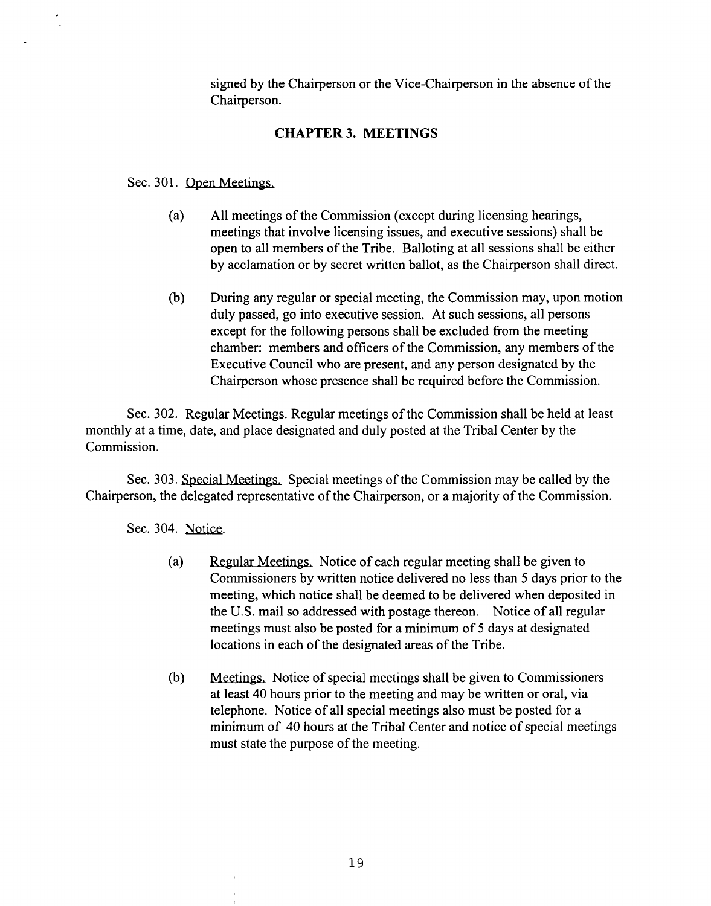signed by the Chairperson or the Vice-Chairperson in the absence of the Chairperson.

## CHAPTER 3. MEETINGS

Sec. 301. Open Meetings.

(a) All meetings of the Commission (except during licensing hearings, meetings that involve licensing issues, and executive sessions) shall be open to all members of the Tribe. Balloting at all sessions shall be either by acclamation or by secret written ballot, as the Chairperson shall direct.

(b) During any regular or special meeting, the Commission may, upon motion duly passed, go into executive session. At such sessions, all persons except for the following persons shall be excluded from the meeting chamber: members and officers of the Commission, any members of the Executive Council who are present, and any person designated by the Chairperson whose presence shall be required before the Commission.

Sec. 302. Regular Meetings. Regular meetings of the Commission shall be held at least monthly at a time, date, and place designated and duly posted at the Tribal Center by the Commission.

Sec. 303. Special Meetings. Special meetings of the Commission may be called by the Chairperson, the delegated representative of the Chairperson, or a majority of the Commission.

Sec. 304. Notice.

(a) Regular Meetings. Notice of each regular meeting shall be given to Commissioners by written notice delivered no less than 5 days prior to the meeting, which notice shall be deemed to be delivered when deposited in the U.S. mail so addressed with postage thereon. Notice of all regular meetings must also be posted for a minimum of 5 days at designated locations in each of the designated areas of the Tribe.

(b) Meetings. Notice of special meetings shall be given to Commissioners at least 40 hours prior to the meeting and may be written or oral, via telephone. Notice of all special meetings also must be posted for a minimum of 40 hours at the Tribal Center and notice of special meetings must state the purpose of the meeting.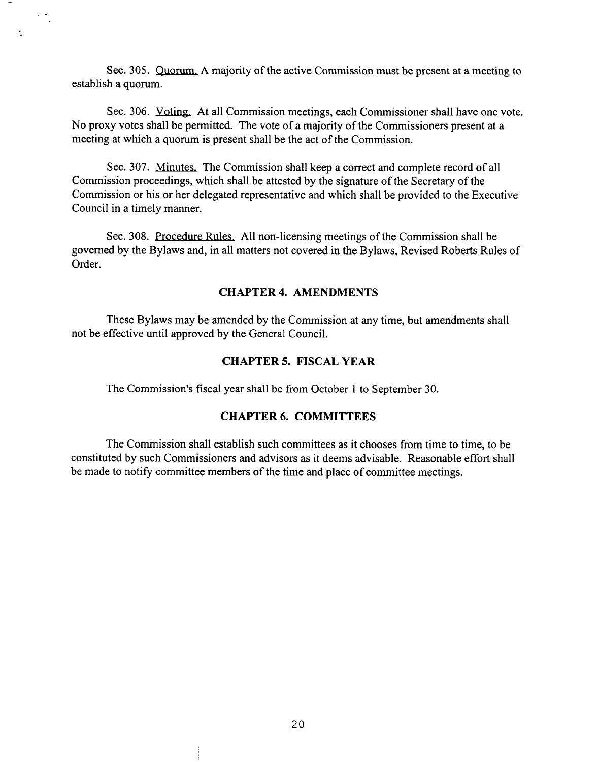Sec. 305. Quorum. A majority of the active Commission must be present at a meeting to establish a quorum.

Sec. 306. Voting. At all Commission meetings, each Commissioner shall have one vote. No proxy votes shall be permitted. The vote of a majority of the Commissioners present at a meeting at which a quorum is present shall be the act of the Commission.

Sec. 307. Minutes. The Commission shall keep a correct and complete record of all Commission proceedings, which shall be attested by the signature of the Secretary of the Commission or his or her delegated representative and which shall be provided to the Executive Council in a timely manner.

Sec. 308. Procedure Rules. All non-licensing meetings of the Commission shall be governed by the Bylaws and, in all matters not covered in the Bylaws, Revised Roberts Rules of Order.

## CHAPTER 4. AMENDMENTS

These Bylaws may be amended by the Commission at any time, but amendments shall not be effective until approved by the General Council.

## CHAPTER 5. FISCAL YEAR

The Commission's fiscal year shall be from October 1 to September 30.

## CHAPTER 6. COMMITTEES

The Commission shall establish such committees as it chooses from time to time, to be constituted by such Commissioners and advisors as it deems advisable. Reasonable effort shall be made to notify committee members of the time and place of committee meetings.